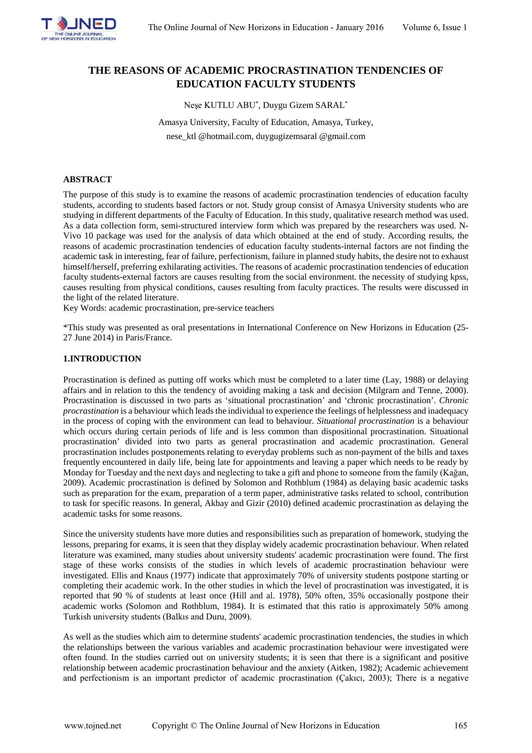# THE REASONS OF ACADEMIC PROCRASTINATION TENDENCIES OF EDUCATION FACULTY STUDENTS

Neşe KUTLU ABU*, Duygu Gizem SARAL*

Amasya University, Faculty of Education, Amasya, Turkey,
nese_ktl @hotmail.com, duygugizemsaral @gmail.com

## ABSTRACT

The purpose of this study is to examine the reasons of academic procrastination tendencies of education faculty students, according to students based factors or not. Study group consist of Amasya University students who are studying in different departments of the Faculty of Education. In this study, qualitative research method was used. As a data collection form, semi-structured interview form which was prepared by the researchers was used. N-Vivo 10 package was used for the analysis of data which obtained at the end of study. According results, the reasons of academic procrastination tendencies of education faculty students-internal factors are not finding the academic task in interesting, fear of failure, perfectionism, failure in planned study habits, the desire not to exhaust himself/herself, preferring exhilarating activities. The reasons of academic procrastination tendencies of education faculty students-external factors are causes resulting from the social environment. the necessity of studying kpss, causes resulting from physical conditions, causes resulting from faculty practices. The results were discussed in the light of the related literature.

Key Words: academic procrastination, pre-service teachers

*This study was presented as oral presentations in International Conference on New Horizons in Education (25-27 June 2014) in Paris/France.

## 1.INTRODUCTION

Procrastination is defined as putting off works which must be completed to a later time (Lay, 1988) or delaying affairs and in relation to this the tendency of avoiding making a task and decision (Milgram and Tenne, 2000). Procrastination is discussed in two parts as 'situational procrastination' and 'chronic procrastination'. *Chronic procrastination* is a behaviour which leads the individual to experience the feelings of helplessness and inadequacy in the process of coping with the environment can lead to behaviour. *Situational procrastination* is a behaviour which occurs during certain periods of life and is less common than dispositional procrastination. Situational procrastination' divided into two parts as general procrastination and academic procrastination. General procrastination includes postponements relating to everyday problems such as non-payment of the bills and taxes frequently encountered in daily life, being late for appointments and leaving a paper which needs to be ready by Monday for Tuesday and the next days and neglecting to take a gift and phone to someone from the family (Kağan, 2009). Academic procrastination is defined by Solomon and Rothblum (1984) as delaying basic academic tasks such as preparation for the exam, preparation of a term paper, administrative tasks related to school, contribution to task for specific reasons. In general, Akbay and Gizir (2010) defined academic procrastination as delaying the academic tasks for some reasons.

Since the university students have more duties and responsibilities such as preparation of homework, studying the lessons, preparing for exams, it is seen that they display widely academic procrastination behaviour. When related literature was examined, many studies about university students' academic procrastination were found. The first stage of these works consists of the studies in which levels of academic procrastination behaviour were investigated. Ellis and Knaus (1977) indicate that approximately 70% of university students postpone starting or completing their academic work. In the other studies in which the level of procrastination was investigated, it is reported that 90 % of students at least once (Hill and al. 1978), 50% often, 35% occasionally postpone their academic works (Solomon and Rothblum, 1984). It is estimated that this ratio is approximately 50% among Turkish university students (Balkıs and Duru, 2009).

As well as the studies which aim to determine students' academic procrastination tendencies, the studies in which the relationships between the various variables and academic procrastination behaviour were investigated were often found. In the studies carried out on university students; it is seen that there is a significant and positive relationship between academic procrastination behaviour and the anxiety (Aitken, 1982); Academic achievement and perfectionism is an important predictor of academic procrastination (Çakıcı, 2003); There is a negative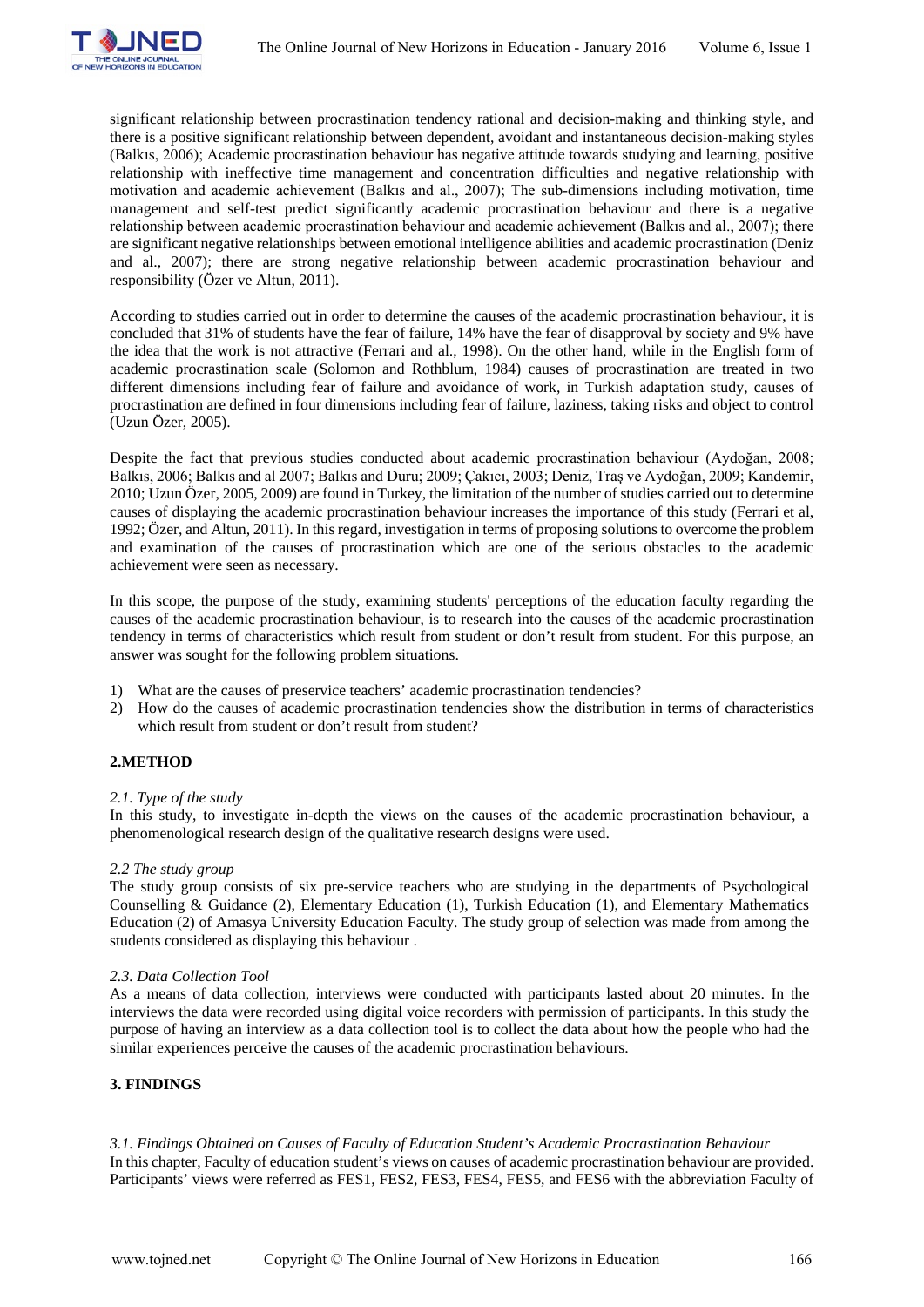significant relationship between procrastination tendency rational and decision-making and thinking style, and there is a positive significant relationship between dependent, avoidant and instantaneous decision-making styles (Balkıs, 2006); Academic procrastination behaviour has negative attitude towards studying and learning, positive relationship with ineffective time management and concentration difficulties and negative relationship with motivation and academic achievement (Balkıs and al., 2007); The sub-dimensions including motivation, time management and self-test predict significantly academic procrastination behaviour and there is a negative relationship between academic procrastination behaviour and academic achievement (Balkıs and al., 2007); there are significant negative relationships between emotional intelligence abilities and academic procrastination (Deniz and al., 2007); there are strong negative relationship between academic procrastination behaviour and responsibility (Özer ve Altun, 2011).

According to studies carried out in order to determine the causes of the academic procrastination behaviour, it is concluded that 31% of students have the fear of failure, 14% have the fear of disapproval by society and 9% have the idea that the work is not attractive (Ferrari and al., 1998). On the other hand, while in the English form of academic procrastination scale (Solomon and Rothblum, 1984) causes of procrastination are treated in two different dimensions including fear of failure and avoidance of work, in Turkish adaptation study, causes of procrastination are defined in four dimensions including fear of failure, laziness, taking risks and object to control (Uzun Özer, 2005).

Despite the fact that previous studies conducted about academic procrastination behaviour (Aydoğan, 2008; Balkıs, 2006; Balkıs and al 2007; Balkıs and Duru; 2009; Çakıcı, 2003; Deniz, Traş ve Aydoğan, 2009; Kandemir, 2010; Uzun Özer, 2005, 2009) are found in Turkey, the limitation of the number of studies carried out to determine causes of displaying the academic procrastination behaviour increases the importance of this study (Ferrari et al, 1992; Özer, and Altun, 2011). In this regard, investigation in terms of proposing solutions to overcome the problem and examination of the causes of procrastination which are one of the serious obstacles to the academic achievement were seen as necessary.

In this scope, the purpose of the study, examining students' perceptions of the education faculty regarding the causes of the academic procrastination behaviour, is to research into the causes of the academic procrastination tendency in terms of characteristics which result from student or don't result from student. For this purpose, an answer was sought for the following problem situations.

1) What are the causes of preservice teachers' academic procrastination tendencies?
2) How do the causes of academic procrastination tendencies show the distribution in terms of characteristics which result from student or don't result from student?

## 2.METHOD

*2.1. Type of the study*

In this study, to investigate in-depth the views on the causes of the academic procrastination behaviour, a phenomenological research design of the qualitative research designs were used.

*2.2 The study group*

The study group consists of six pre-service teachers who are studying in the departments of Psychological Counselling & Guidance (2), Elementary Education (1), Turkish Education (1), and Elementary Mathematics Education (2) of Amasya University Education Faculty. The study group of selection was made from among the students considered as displaying this behaviour .

*2.3. Data Collection Tool*

As a means of data collection, interviews were conducted with participants lasted about 20 minutes. In the interviews the data were recorded using digital voice recorders with permission of participants. In this study the purpose of having an interview as a data collection tool is to collect the data about how the people who had the similar experiences perceive the causes of the academic procrastination behaviours.

## 3. FINDINGS

*3.1. Findings Obtained on Causes of Faculty of Education Student's Academic Procrastination Behaviour*

In this chapter, Faculty of education student's views on causes of academic procrastination behaviour are provided. Participants' views were referred as FES1, FES2, FES3, FES4, FES5, and FES6 with the abbreviation Faculty of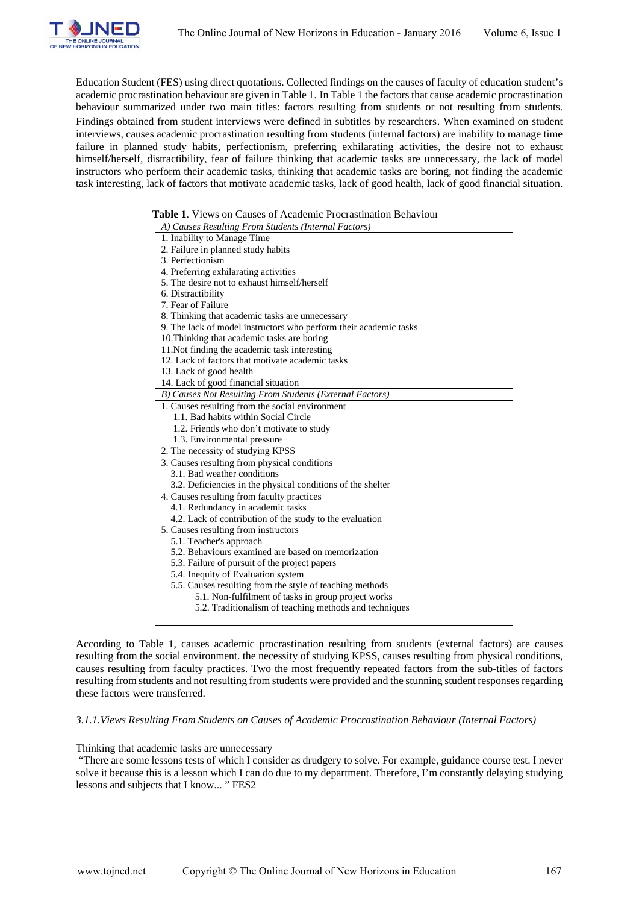Education Student (FES) using direct quotations. Collected findings on the causes of faculty of education student's academic procrastination behaviour are given in Table 1. In Table 1 the factors that cause academic procrastination behaviour summarized under two main titles: factors resulting from students or not resulting from students. Findings obtained from student interviews were defined in subtitles by researchers. When examined on student interviews, causes academic procrastination resulting from students (internal factors) are inability to manage time failure in planned study habits, perfectionism, preferring exhilarating activities, the desire not to exhaust himself/herself, distractibility, fear of failure thinking that academic tasks are unnecessary, the lack of model instructors who perform their academic tasks, thinking that academic tasks are boring, not finding the academic task interesting, lack of factors that motivate academic tasks, lack of good health, lack of good financial situation.

**Table 1**. Views on Causes of Academic Procrastination Behaviour

| *A) Causes Resulting From Students (Internal Factors)* |
|---|
| 1. Inability to Manage Time |
| 2. Failure in planned study habits |
| 3. Perfectionism |
| 4. Preferring exhilarating activities |
| 5. The desire not to exhaust himself/herself |
| 6. Distractibility |
| 7. Fear of Failure |
| 8. Thinking that academic tasks are unnecessary |
| 9. The lack of model instructors who perform their academic tasks |
| 10.Thinking that academic tasks are boring |
| 11.Not finding the academic task interesting |
| 12. Lack of factors that motivate academic tasks |
| 13. Lack of good health |
| 14. Lack of good financial situation |
| *B) Causes Not Resulting From Students (External Factors)* |
| 1. Causes resulting from the social environment |
| 1.1. Bad habits within Social Circle |
| 1.2. Friends who don't motivate to study |
| 1.3. Environmental pressure |
| 2. The necessity of studying KPSS |
| 3. Causes resulting from physical conditions |
| 3.1. Bad weather conditions |
| 3.2. Deficiencies in the physical conditions of the shelter |
| 4. Causes resulting from faculty practices |
| 4.1. Redundancy in academic tasks |
| 4.2. Lack of contribution of the study to the evaluation |
| 5. Causes resulting from instructors |
| 5.1. Teacher's approach |
| 5.2. Behaviours examined are based on memorization |
| 5.3. Failure of pursuit of the project papers |
| 5.4. Inequity of Evaluation system |
| 5.5. Causes resulting from the style of teaching methods |
| 5.1. Non-fulfilment of tasks in group project works |
| 5.2. Traditionalism of teaching methods and techniques |

According to Table 1, causes academic procrastination resulting from students (external factors) are causes resulting from the social environment. the necessity of studying KPSS, causes resulting from physical conditions, causes resulting from faculty practices. Two the most frequently repeated factors from the sub-titles of factors resulting from students and not resulting from students were provided and the stunning student responses regarding these factors were transferred.

*3.1.1.Views Resulting From Students on Causes of Academic Procrastination Behaviour (Internal Factors)*

Thinking that academic tasks are unnecessary

"There are some lessons tests of which I consider as drudgery to solve. For example, guidance course test. I never solve it because this is a lesson which I can do due to my department. Therefore, I'm constantly delaying studying lessons and subjects that I know... " FES2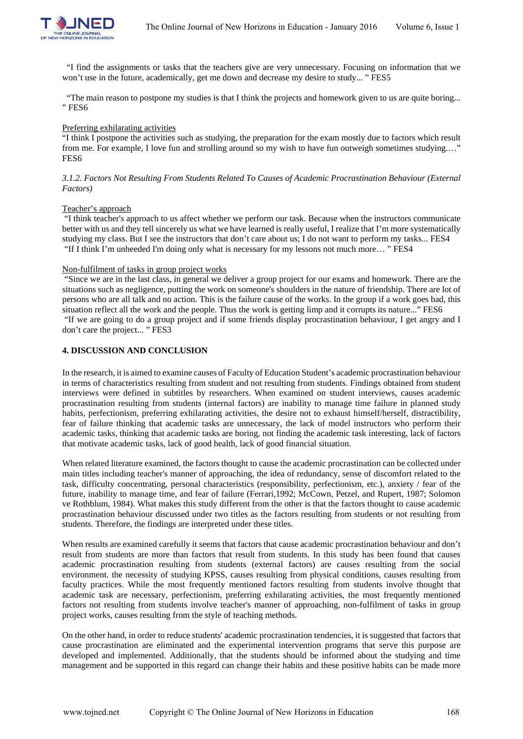"I find the assignments or tasks that the teachers give are very unnecessary. Focusing on information that we won't use in the future, academically, get me down and decrease my desire to study... " FES5

"The main reason to postpone my studies is that I think the projects and homework given to us are quite boring... " FES6

<u>Preferring exhilarating activities</u>

"I think I postpone the activities such as studying, the preparation for the exam mostly due to factors which result from me. For example, I love fun and strolling around so my wish to have fun outweigh sometimes studying.…" FES6

*3.1.2. Factors Not Resulting From Students Related To Causes of Academic Procrastination Behaviour (External Factors)*

<u>Teacher's approach</u>

"I think teacher's approach to us affect whether we perform our task. Because when the instructors communicate better with us and they tell sincerely us what we have learned is really useful, I realize that I'm more systematically studying my class. But I see the instructors that don't care about us; I do not want to perform my tasks... FES4

"If I think I'm unheeded I'm doing only what is necessary for my lessons not much more… " FES4

<u>Non-fulfilment of tasks in group project works</u>

"Since we are in the last class, in general we deliver a group project for our exams and homework. There are the situations such as negligence, putting the work on someone's shoulders in the nature of friendship. There are lot of persons who are all talk and no action. This is the failure cause of the works. In the group if a work goes bad, this situation reflect all the work and the people. Thus the work is getting limp and it corrupts its nature..." FES6

"If we are going to do a group project and if some friends display procrastination behaviour, I get angry and I don't care the project... " FES3

## 4. DISCUSSION AND CONCLUSION

In the research, it is aimed to examine causes of Faculty of Education Student's academic procrastination behaviour in terms of characteristics resulting from student and not resulting from students. Findings obtained from student interviews were defined in subtitles by researchers. When examined on student interviews, causes academic procrastination resulting from students (internal factors) are inability to manage time failure in planned study habits, perfectionism, preferring exhilarating activities, the desire not to exhaust himself/herself, distractibility, fear of failure thinking that academic tasks are unnecessary, the lack of model instructors who perform their academic tasks, thinking that academic tasks are boring, not finding the academic task interesting, lack of factors that motivate academic tasks, lack of good health, lack of good financial situation.

When related literature examined, the factors thought to cause the academic procrastination can be collected under main titles including teacher's manner of approaching, the idea of redundancy, sense of discomfort related to the task, difficulty concentrating, personal characteristics (responsibility, perfectionism, etc.), anxiety / fear of the future, inability to manage time, and fear of failure (Ferrari,1992; McCown, Petzel, and Rupert, 1987; Solomon ve Rothblum, 1984). What makes this study different from the other is that the factors thought to cause academic procrastination behaviour discussed under two titles as the factors resulting from students or not resulting from students. Therefore, the findings are interpreted under these titles.

When results are examined carefully it seems that factors that cause academic procrastination behaviour and don't result from students are more than factors that result from students. In this study has been found that causes academic procrastination resulting from students (external factors) are causes resulting from the social environment. the necessity of studying KPSS, causes resulting from physical conditions, causes resulting from faculty practices. While the most frequently mentioned factors resulting from students involve thought that academic task are necessary, perfectionism, preferring exhilarating activities, the most frequently mentioned factors not resulting from students involve teacher's manner of approaching, non-fulfilment of tasks in group project works, causes resulting from the style of teaching methods.

On the other hand, in order to reduce students' academic procrastination tendencies, it is suggested that factors that cause procrastination are eliminated and the experimental intervention programs that serve this purpose are developed and implemented. Additionally, that the students should be informed about the studying and time management and be supported in this regard can change their habits and these positive habits can be made more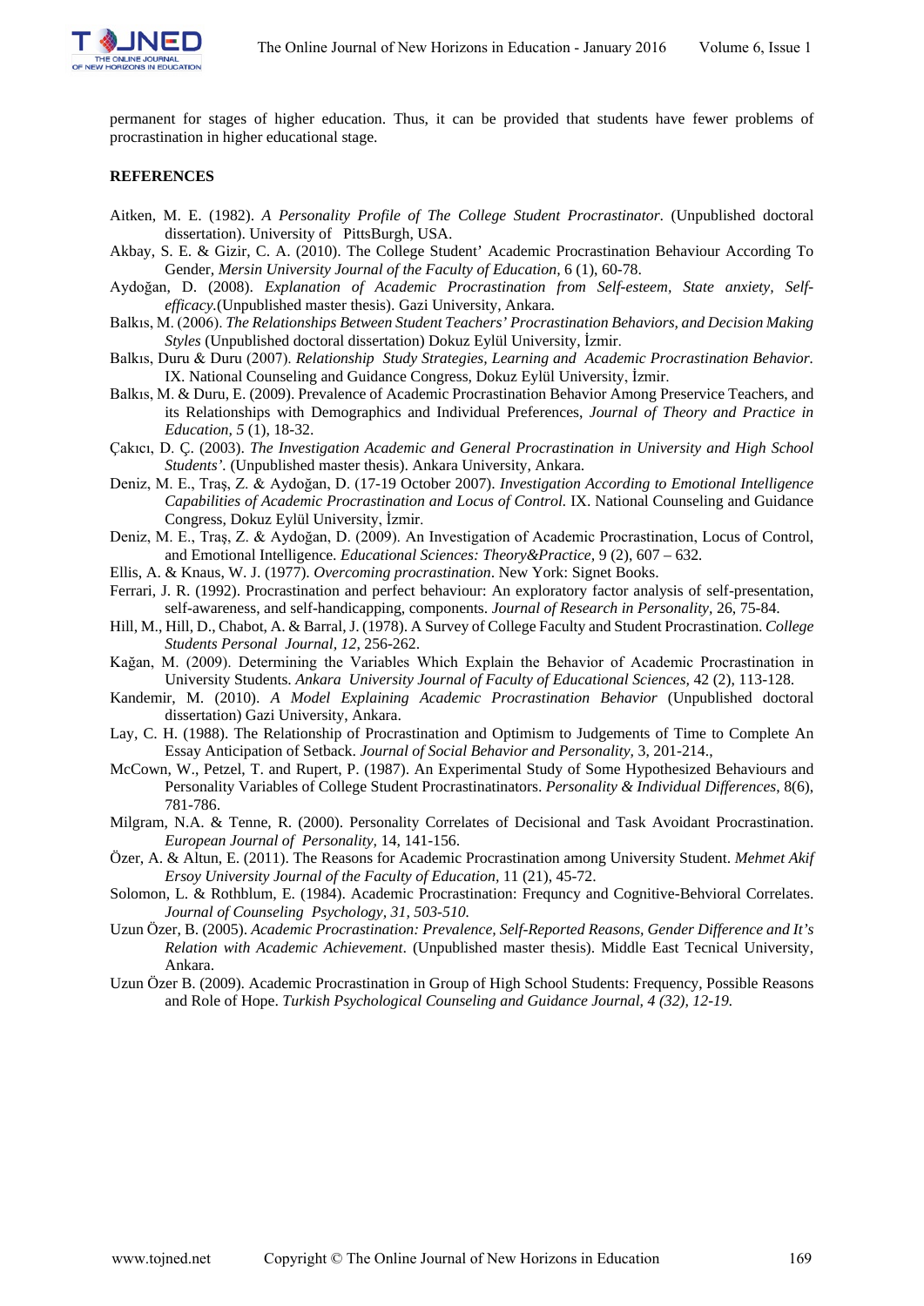permanent for stages of higher education. Thus, it can be provided that students have fewer problems of procrastination in higher educational stage.

**REFERENCES**

Aitken, M. E. (1982). *A Personality Profile of The College Student Procrastinator.* (Unpublished doctoral dissertation). University of PittsBurgh, USA.

Akbay, S. E. & Gizir, C. A. (2010). The College Student' Academic Procrastination Behaviour According To Gender, *Mersin University Journal of the Faculty of Education,* 6 (1), 60-78.

Aydoğan, D. (2008). *Explanation of Academic Procrastination from Self-esteem, State anxiety, Self-efficacy.*(Unpublished master thesis). Gazi University, Ankara.

Balkıs, M. (2006). *The Relationships Between Student Teachers' Procrastination Behaviors, and Decision Making Styles* (Unpublished doctoral dissertation) Dokuz Eylül University, İzmir.

Balkıs, Duru & Duru (2007). *Relationship Study Strategies, Learning and Academic Procrastination Behavior.* IX. National Counseling and Guidance Congress, Dokuz Eylül University, İzmir.

Balkıs, M. & Duru, E. (2009). Prevalence of Academic Procrastination Behavior Among Preservice Teachers, and its Relationships with Demographics and Individual Preferences, *Journal of Theory and Practice in Education, 5* (1), 18-32.

Çakıcı, D. Ç. (2003). *The Investigation Academic and General Procrastination in University and High School Students'.* (Unpublished master thesis). Ankara University, Ankara.

Deniz, M. E., Traş, Z. & Aydoğan, D. (17-19 October 2007). *Investigation According to Emotional Intelligence Capabilities of Academic Procrastination and Locus of Control.* IX. National Counseling and Guidance Congress, Dokuz Eylül University, İzmir.

Deniz, M. E., Traş, Z. & Aydoğan, D. (2009). An Investigation of Academic Procrastination, Locus of Control, and Emotional Intelligence. *Educational Sciences: Theory&Practice,* 9 (2), 607 – 632.

Ellis, A. & Knaus, W. J. (1977). *Overcoming procrastination*. New York: Signet Books.

Ferrari, J. R. (1992). Procrastination and perfect behaviour: An exploratory factor analysis of self-presentation, self-awareness, and self-handicapping, components. *Journal of Research in Personality,* 26, 75-84.

Hill, M., Hill, D., Chabot, A. & Barral, J. (1978). A Survey of College Faculty and Student Procrastination. *College Students Personal Journal, 12*, 256-262.

Kağan, M. (2009). Determining the Variables Which Explain the Behavior of Academic Procrastination in University Students. *Ankara University Journal of Faculty of Educational Sciences,* 42 (2), 113-128.

Kandemir, M. (2010). *A Model Explaining Academic Procrastination Behavior* (Unpublished doctoral dissertation) Gazi University, Ankara.

Lay, C. H. (1988). The Relationship of Procrastination and Optimism to Judgements of Time to Complete An Essay Anticipation of Setback. *Journal of Social Behavior and Personality,* 3, 201-214.,

McCown, W., Petzel, T. and Rupert, P. (1987). An Experimental Study of Some Hypothesized Behaviours and Personality Variables of College Student Procrastinatinators. *Personality & Individual Differences*, 8(6), 781-786.

Milgram, N.A. & Tenne, R. (2000). Personality Correlates of Decisional and Task Avoidant Procrastination. *European Journal of Personality,* 14, 141-156.

Özer, A. & Altun, E. (2011). The Reasons for Academic Procrastination among University Student. *Mehmet Akif Ersoy University Journal of the Faculty of Education,* 11 (21), 45-72.

Solomon, L. & Rothblum, E. (1984). Academic Procrastination: Frequncy and Cognitive-Behvioral Correlates. *Journal of Counseling Psychology, 31, 503-510.*

Uzun Özer, B. (2005). *Academic Procrastination: Prevalence, Self-Reported Reasons, Gender Difference and It's Relation with Academic Achievement*. (Unpublished master thesis). Middle East Tecnical University, Ankara.

Uzun Özer B. (2009). Academic Procrastination in Group of High School Students: Frequency, Possible Reasons and Role of Hope. *Turkish Psychological Counseling and Guidance Journal, 4 (32), 12-19.*